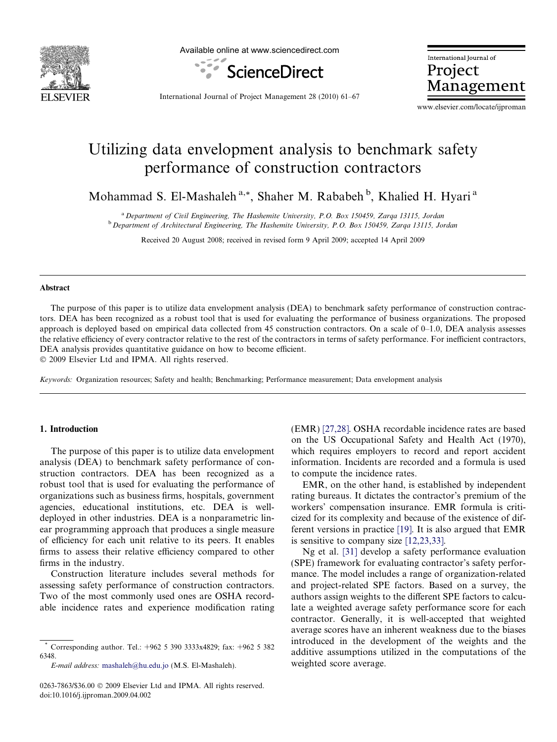# Utilizing data envelopment analysis to benchmark safety performance of construction contractors

Mohammad S. El-Mashaleh [a,*], Shaher M. Rababeh [b], Khalied H. Hyari [a]

[a] Department of Civil Engineering, The Hashemite University, P.O. Box 150459, Zarqa 13115, Jordan
[b] Department of Architectural Engineering, The Hashemite University, P.O. Box 150459, Zarqa 13115, Jordan

Received 20 August 2008; received in revised form 9 April 2009; accepted 14 April 2009

## Abstract

The purpose of this paper is to utilize data envelopment analysis (DEA) to benchmark safety performance of construction contractors. DEA has been recognized as a robust tool that is used for evaluating the performance of business organizations. The proposed approach is deployed based on empirical data collected from 45 construction contractors. On a scale of 0–1.0, DEA analysis assesses the relative efficiency of every contractor relative to the rest of the contractors in terms of safety performance. For inefficient contractors, DEA analysis provides quantitative guidance on how to become efficient.

© 2009 Elsevier Ltd and IPMA. All rights reserved.

*Keywords:* Organization resources; Safety and health; Benchmarking; Performance measurement; Data envelopment analysis

## 1. Introduction

The purpose of this paper is to utilize data envelopment analysis (DEA) to benchmark safety performance of construction contractors. DEA has been recognized as a robust tool that is used for evaluating the performance of organizations such as business firms, hospitals, government agencies, educational institutions, etc. DEA is well-deployed in other industries. DEA is a nonparametric linear programming approach that produces a single measure of efficiency for each unit relative to its peers. It enables firms to assess their relative efficiency compared to other firms in the industry.

Construction literature includes several methods for assessing safety performance of construction contractors. Two of the most commonly used ones are OSHA recordable incidence rates and experience modification rating (EMR) [27,28]. OSHA recordable incidence rates are based on the US Occupational Safety and Health Act (1970), which requires employers to record and report accident information. Incidents are recorded and a formula is used to compute the incidence rates.

EMR, on the other hand, is established by independent rating bureaus. It dictates the contractor's premium of the workers' compensation insurance. EMR formula is criticized for its complexity and because of the existence of different versions in practice [19]. It is also argued that EMR is sensitive to company size [12,23,33].

Ng et al. [31] develop a safety performance evaluation (SPE) framework for evaluating contractor's safety performance. The model includes a range of organization-related and project-related SPE factors. Based on a survey, the authors assign weights to the different SPE factors to calculate a weighted average safety performance score for each contractor. Generally, it is well-accepted that weighted average scores have an inherent weakness due to the biases introduced in the development of the weights and the additive assumptions utilized in the computations of the weighted score average.

* Corresponding author. Tel.: +962 5 390 3333x4829; fax: +962 5 382 6348.
*E-mail address:* mashaleh@hu.edu.jo (M.S. El-Mashaleh).

0263-7863/$36.00 © 2009 Elsevier Ltd and IPMA. All rights reserved.
doi:10.1016/j.ijproman.2009.04.002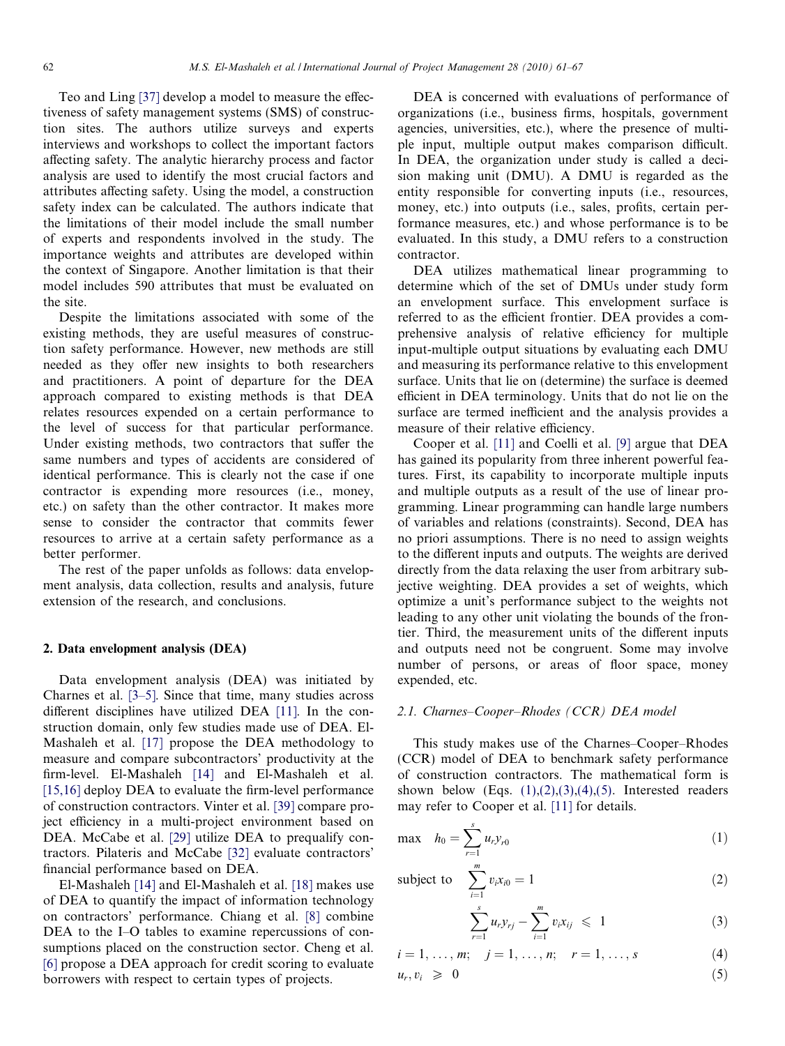Teo and Ling [37] develop a model to measure the effectiveness of safety management systems (SMS) of construction sites. The authors utilize surveys and experts interviews and workshops to collect the important factors affecting safety. The analytic hierarchy process and factor analysis are used to identify the most crucial factors and attributes affecting safety. Using the model, a construction safety index can be calculated. The authors indicate that the limitations of their model include the small number of experts and respondents involved in the study. The importance weights and attributes are developed within the context of Singapore. Another limitation is that their model includes 590 attributes that must be evaluated on the site.

Despite the limitations associated with some of the existing methods, they are useful measures of construction safety performance. However, new methods are still needed as they offer new insights to both researchers and practitioners. A point of departure for the DEA approach compared to existing methods is that DEA relates resources expended on a certain performance to the level of success for that particular performance. Under existing methods, two contractors that suffer the same numbers and types of accidents are considered of identical performance. This is clearly not the case if one contractor is expending more resources (i.e., money, etc.) on safety than the other contractor. It makes more sense to consider the contractor that commits fewer resources to arrive at a certain safety performance as a better performer.

The rest of the paper unfolds as follows: data envelopment analysis, data collection, results and analysis, future extension of the research, and conclusions.

## 2. Data envelopment analysis (DEA)

Data envelopment analysis (DEA) was initiated by Charnes et al. [3–5]. Since that time, many studies across different disciplines have utilized DEA [11]. In the construction domain, only few studies made use of DEA. El-Mashaleh et al. [17] propose the DEA methodology to measure and compare subcontractors' productivity at the firm-level. El-Mashaleh [14] and El-Mashaleh et al. [15,16] deploy DEA to evaluate the firm-level performance of construction contractors. Vinter et al. [39] compare project efficiency in a multi-project environment based on DEA. McCabe et al. [29] utilize DEA to prequalify contractors. Pilateris and McCabe [32] evaluate contractors' financial performance based on DEA.

El-Mashaleh [14] and El-Mashaleh et al. [18] makes use of DEA to quantify the impact of information technology on contractors' performance. Chiang et al. [8] combine DEA to the I–O tables to examine repercussions of consumptions placed on the construction sector. Cheng et al. [6] propose a DEA approach for credit scoring to evaluate borrowers with respect to certain types of projects.

DEA is concerned with evaluations of performance of organizations (i.e., business firms, hospitals, government agencies, universities, etc.), where the presence of multiple input, multiple output makes comparison difficult. In DEA, the organization under study is called a decision making unit (DMU). A DMU is regarded as the entity responsible for converting inputs (i.e., resources, money, etc.) into outputs (i.e., sales, profits, certain performance measures, etc.) and whose performance is to be evaluated. In this study, a DMU refers to a construction contractor.

DEA utilizes mathematical linear programming to determine which of the set of DMUs under study form an envelopment surface. This envelopment surface is referred to as the efficient frontier. DEA provides a comprehensive analysis of relative efficiency for multiple input-multiple output situations by evaluating each DMU and measuring its performance relative to this envelopment surface. Units that lie on (determine) the surface is deemed efficient in DEA terminology. Units that do not lie on the surface are termed inefficient and the analysis provides a measure of their relative efficiency.

Cooper et al. [11] and Coelli et al. [9] argue that DEA has gained its popularity from three inherent powerful features. First, its capability to incorporate multiple inputs and multiple outputs as a result of the use of linear programming. Linear programming can handle large numbers of variables and relations (constraints). Second, DEA has no priori assumptions. There is no need to assign weights to the different inputs and outputs. The weights are derived directly from the data relaxing the user from arbitrary subjective weighting. DEA provides a set of weights, which optimize a unit's performance subject to the weights not leading to any other unit violating the bounds of the frontier. Third, the measurement units of the different inputs and outputs need not be congruent. Some may involve number of persons, or areas of floor space, money expended, etc.

### 2.1. Charnes–Cooper–Rhodes (CCR) DEA model

This study makes use of the Charnes–Cooper–Rhodes (CCR) model of DEA to benchmark safety performance of construction contractors. The mathematical form is shown below (Eqs. (1),(2),(3),(4),(5). Interested readers may refer to Cooper et al. [11] for details.

$$\max \quad h_0 = \sum_{r=1}^{s} u_r y_{r0} \tag{1}$$

$$\text{subject to} \quad \sum_{i=1}^{m} v_i x_{i0} = 1 \tag{2}$$

$$\sum_{r=1}^{s} u_r y_{rj} - \sum_{i=1}^{m} v_i x_{ij} \leqslant 1 \tag{3}$$

$$i = 1, \ldots, m; \quad j = 1, \ldots, n; \quad r = 1, \ldots, s \tag{4}$$

$$u_r, v_i \geqslant 0 \tag{5}$$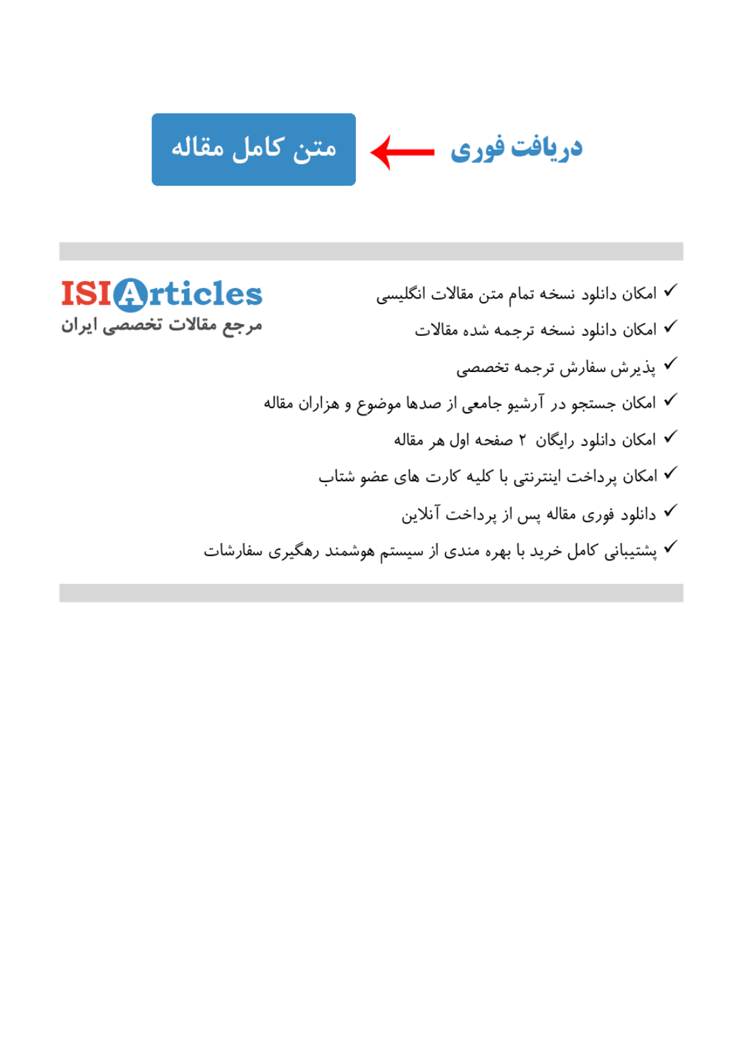دریافت فوری ← متن کامل مقاله

**ISIArticles**
مرجع مقالات تخصصی ایران

- ✓ امکان دانلود نسخه تمام متن مقالات انگلیسی
- ✓ امکان دانلود نسخه ترجمه شده مقالات
- ✓ پذیرش سفارش ترجمه تخصصی
- ✓ امکان جستجو در آرشیو جامعی از صدها موضوع و هزاران مقاله
- ✓ امکان دانلود رایگان ۲ صفحه اول هر مقاله
- ✓ امکان پرداخت اینترنتی با کلیه کارت های عضو شتاب
- ✓ دانلود فوری مقاله پس از پرداخت آنلاین
- ✓ پشتیبانی کامل خرید با بهره مندی از سیستم هوشمند رهگیری سفارشات